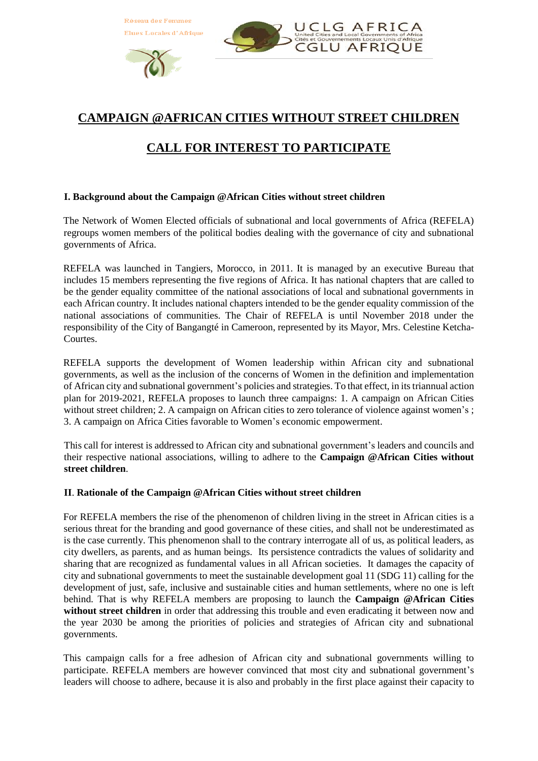Réseau des Femmes Elues Locales d'Afrique

UCLG AFRICA
United Cities and Local Governments of Africa
Cités et Gouvernements Locaux Unis d'Afrique
CGLU AFRIQUE

# CAMPAIGN @AFRICAN CITIES WITHOUT STREET CHILDREN

# CALL FOR INTEREST TO PARTICIPATE

## I. Background about the Campaign @African Cities without street children

The Network of Women Elected officials of subnational and local governments of Africa (REFELA) regroups women members of the political bodies dealing with the governance of city and subnational governments of Africa.

REFELA was launched in Tangiers, Morocco, in 2011. It is managed by an executive Bureau that includes 15 members representing the five regions of Africa. It has national chapters that are called to be the gender equality committee of the national associations of local and subnational governments in each African country. It includes national chapters intended to be the gender equality commission of the national associations of communities. The Chair of REFELA is until November 2018 under the responsibility of the City of Bangangté in Cameroon, represented by its Mayor, Mrs. Celestine Ketcha-Courtes.

REFELA supports the development of Women leadership within African city and subnational governments, as well as the inclusion of the concerns of Women in the definition and implementation of African city and subnational government's policies and strategies. To that effect, in its triannual action plan for 2019-2021, REFELA proposes to launch three campaigns: 1. A campaign on African Cities without street children; 2. A campaign on African cities to zero tolerance of violence against women's ; 3. A campaign on Africa Cities favorable to Women's economic empowerment.

This call for interest is addressed to African city and subnational government's leaders and councils and their respective national associations, willing to adhere to the **Campaign @African Cities without street children**.

## II. Rationale of the Campaign @African Cities without street children

For REFELA members the rise of the phenomenon of children living in the street in African cities is a serious threat for the branding and good governance of these cities, and shall not be underestimated as is the case currently. This phenomenon shall to the contrary interrogate all of us, as political leaders, as city dwellers, as parents, and as human beings. Its persistence contradicts the values of solidarity and sharing that are recognized as fundamental values in all African societies. It damages the capacity of city and subnational governments to meet the sustainable development goal 11 (SDG 11) calling for the development of just, safe, inclusive and sustainable cities and human settlements, where no one is left behind. That is why REFELA members are proposing to launch the **Campaign @African Cities without street children** in order that addressing this trouble and even eradicating it between now and the year 2030 be among the priorities of policies and strategies of African city and subnational governments.

This campaign calls for a free adhesion of African city and subnational governments willing to participate. REFELA members are however convinced that most city and subnational government's leaders will choose to adhere, because it is also and probably in the first place against their capacity to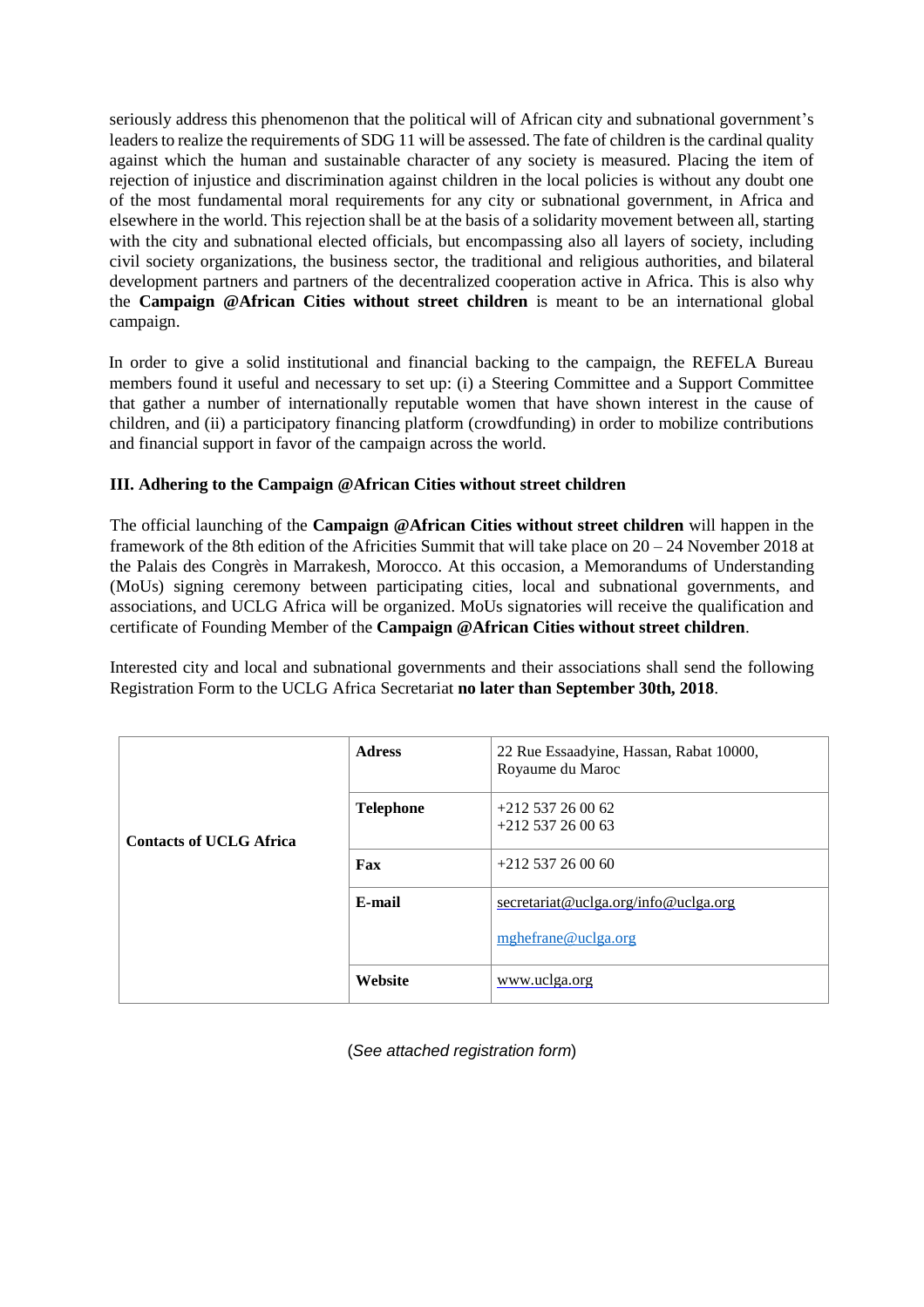seriously address this phenomenon that the political will of African city and subnational government's leaders to realize the requirements of SDG 11 will be assessed. The fate of children is the cardinal quality against which the human and sustainable character of any society is measured. Placing the item of rejection of injustice and discrimination against children in the local policies is without any doubt one of the most fundamental moral requirements for any city or subnational government, in Africa and elsewhere in the world. This rejection shall be at the basis of a solidarity movement between all, starting with the city and subnational elected officials, but encompassing also all layers of society, including civil society organizations, the business sector, the traditional and religious authorities, and bilateral development partners and partners of the decentralized cooperation active in Africa. This is also why the **Campaign @African Cities without street children** is meant to be an international global campaign.

In order to give a solid institutional and financial backing to the campaign, the REFELA Bureau members found it useful and necessary to set up: (i) a Steering Committee and a Support Committee that gather a number of internationally reputable women that have shown interest in the cause of children, and (ii) a participatory financing platform (crowdfunding) in order to mobilize contributions and financial support in favor of the campaign across the world.

### III. Adhering to the Campaign @African Cities without street children

The official launching of the **Campaign @African Cities without street children** will happen in the framework of the 8th edition of the Africities Summit that will take place on 20 – 24 November 2018 at the Palais des Congrès in Marrakesh, Morocco. At this occasion, a Memorandums of Understanding (MoUs) signing ceremony between participating cities, local and subnational governments, and associations, and UCLG Africa will be organized. MoUs signatories will receive the qualification and certificate of Founding Member of the **Campaign @African Cities without street children**.

Interested city and local and subnational governments and their associations shall send the following Registration Form to the UCLG Africa Secretariat **no later than September 30th, 2018**.

| **Contacts of UCLG Africa** | | |
|---|---|---|
| | **Adress** | 22 Rue Essaadyine, Hassan, Rabat 10000, Royaume du Maroc |
| | **Telephone** | +212 537 26 00 62<br>+212 537 26 00 63 |
| | **Fax** | +212 537 26 00 60 |
| | **E-mail** | secretariat@uclga.org/info@uclga.org<br>mghefrane@uclga.org |
| | **Website** | www.uclga.org |

(*See attached registration form*)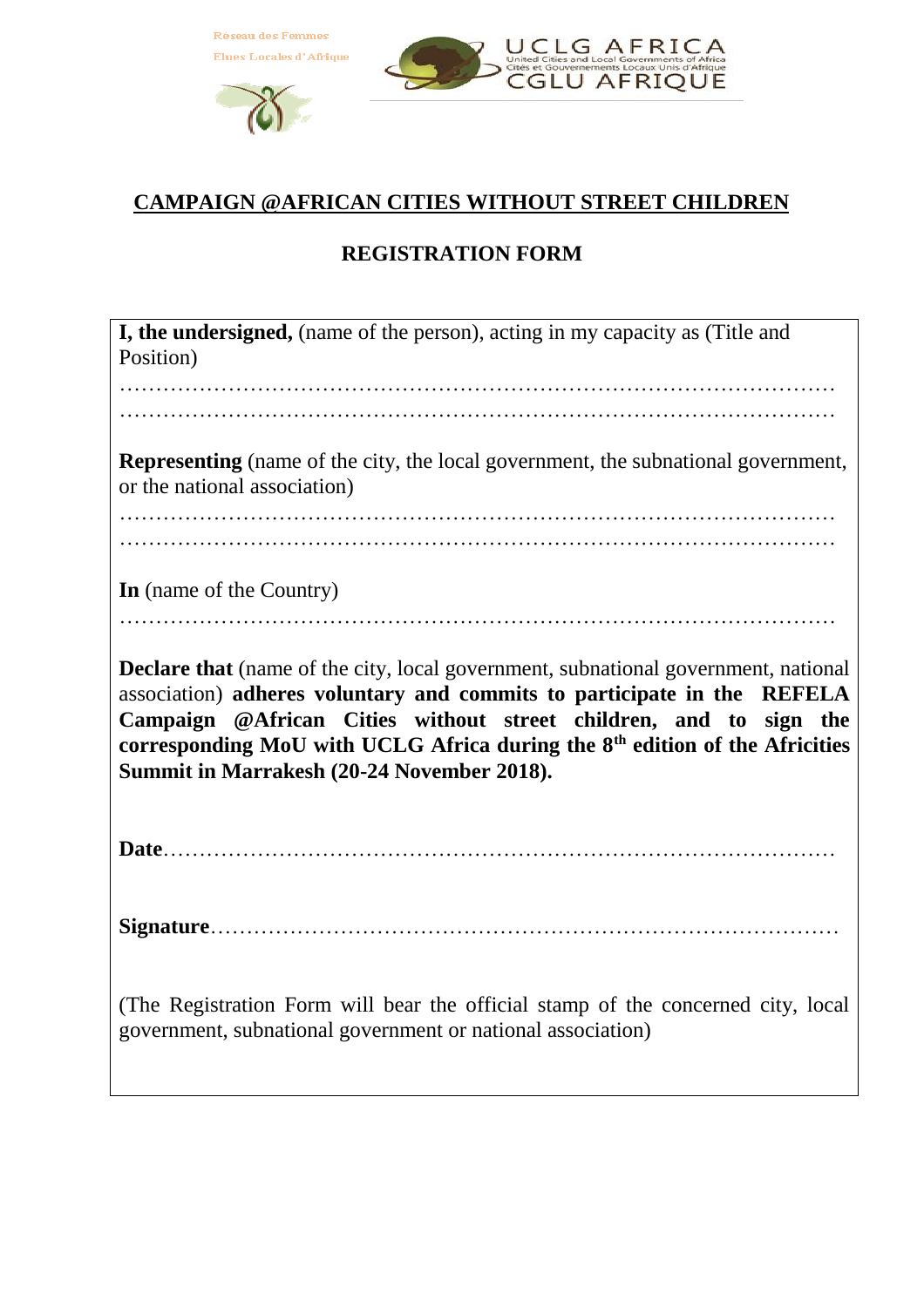Réseau des Femmes Elues Locales d'Afrique

UCLG AFRICA
United Cities and Local Governments of Africa
Cités et Gouvernements Locaux Unis d'Afrique
CGLU AFRIQUE

# CAMPAIGN @AFRICAN CITIES WITHOUT STREET CHILDREN

## REGISTRATION FORM

**I, the undersigned,** (name of the person), acting in my capacity as (Title and Position)

…………………………………………………………………………………………
…………………………………………………………………………………………

**Representing** (name of the city, the local government, the subnational government, or the national association)

…………………………………………………………………………………………
…………………………………………………………………………………………

**In** (name of the Country)

…………………………………………………………………………………………

**Declare that** (name of the city, local government, subnational government, national association) **adheres voluntary and commits to participate in the REFELA Campaign @African Cities without street children, and to sign the corresponding MoU with UCLG Africa during the 8th edition of the Africities Summit in Marrakesh (20-24 November 2018).**

**Date**…………………………………………………………………………………

**Signature**……………………………………………………………………………

(The Registration Form will bear the official stamp of the concerned city, local government, subnational government or national association)